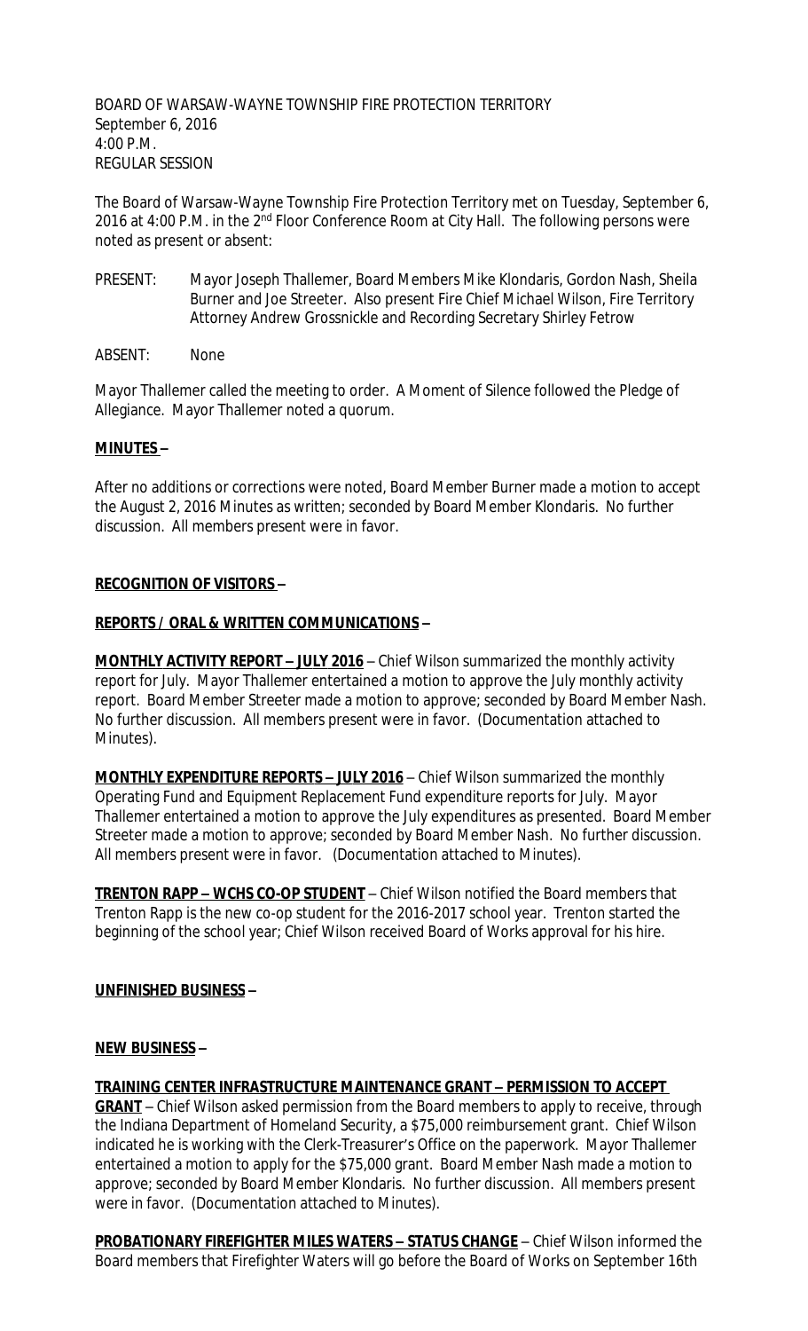BOARD OF WARSAW-WAYNE TOWNSHIP FIRE PROTECTION TERRITORY
September 6, 2016
4:00 P.M.
REGULAR SESSION

The Board of Warsaw-Wayne Township Fire Protection Territory met on Tuesday, September 6, 2016 at 4:00 P.M. in the 2nd Floor Conference Room at City Hall. The following persons were noted as present or absent:

PRESENT: Mayor Joseph Thallemer, Board Members Mike Klondaris, Gordon Nash, Sheila Burner and Joe Streeter. Also present Fire Chief Michael Wilson, Fire Territory Attorney Andrew Grossnickle and Recording Secretary Shirley Fetrow

ABSENT: None

Mayor Thallemer called the meeting to order. A Moment of Silence followed the Pledge of Allegiance. Mayor Thallemer noted a quorum.

**MINUTES –**

After no additions or corrections were noted, Board Member Burner made a motion to accept the August 2, 2016 Minutes as written; seconded by Board Member Klondaris. No further discussion. All members present were in favor.

**RECOGNITION OF VISITORS –**

**REPORTS / ORAL & WRITTEN COMMUNICATIONS –**

**MONTHLY ACTIVITY REPORT – JULY 2016** – Chief Wilson summarized the monthly activity report for July. Mayor Thallemer entertained a motion to approve the July monthly activity report. Board Member Streeter made a motion to approve; seconded by Board Member Nash. No further discussion. All members present were in favor. (Documentation attached to Minutes).

**MONTHLY EXPENDITURE REPORTS – JULY 2016** – Chief Wilson summarized the monthly Operating Fund and Equipment Replacement Fund expenditure reports for July. Mayor Thallemer entertained a motion to approve the July expenditures as presented. Board Member Streeter made a motion to approve; seconded by Board Member Nash. No further discussion. All members present were in favor. (Documentation attached to Minutes).

**TRENTON RAPP – WCHS CO-OP STUDENT** – Chief Wilson notified the Board members that Trenton Rapp is the new co-op student for the 2016-2017 school year. Trenton started the beginning of the school year; Chief Wilson received Board of Works approval for his hire.

**UNFINISHED BUSINESS –**

**NEW BUSINESS –**

**TRAINING CENTER INFRASTRUCTURE MAINTENANCE GRANT – PERMISSION TO ACCEPT GRANT** – Chief Wilson asked permission from the Board members to apply to receive, through the Indiana Department of Homeland Security, a $75,000 reimbursement grant. Chief Wilson indicated he is working with the Clerk-Treasurer's Office on the paperwork. Mayor Thallemer entertained a motion to apply for the $75,000 grant. Board Member Nash made a motion to approve; seconded by Board Member Klondaris. No further discussion. All members present were in favor. (Documentation attached to Minutes).

**PROBATIONARY FIREFIGHTER MILES WATERS – STATUS CHANGE** – Chief Wilson informed the Board members that Firefighter Waters will go before the Board of Works on September 16th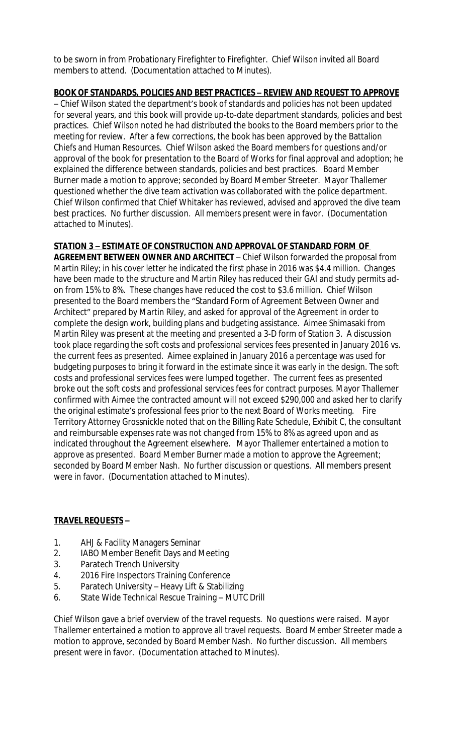to be sworn in from Probationary Firefighter to Firefighter. Chief Wilson invited all Board members to attend. (Documentation attached to Minutes).

**BOOK OF STANDARDS, POLICIES AND BEST PRACTICES – REVIEW AND REQUEST TO APPROVE** – Chief Wilson stated the department's book of standards and policies has not been updated for several years, and this book will provide up-to-date department standards, policies and best practices. Chief Wilson noted he had distributed the books to the Board members prior to the meeting for review. After a few corrections, the book has been approved by the Battalion Chiefs and Human Resources. Chief Wilson asked the Board members for questions and/or approval of the book for presentation to the Board of Works for final approval and adoption; he explained the difference between standards, policies and best practices. Board Member Burner made a motion to approve; seconded by Board Member Streeter. Mayor Thallemer questioned whether the dive team activation was collaborated with the police department. Chief Wilson confirmed that Chief Whitaker has reviewed, advised and approved the dive team best practices. No further discussion. All members present were in favor. (Documentation attached to Minutes).

**STATION 3 – ESTIMATE OF CONSTRUCTION AND APPROVAL OF STANDARD FORM OF AGREEMENT BETWEEN OWNER AND ARCHITECT** – Chief Wilson forwarded the proposal from Martin Riley; in his cover letter he indicated the first phase in 2016 was $4.4 million. Changes have been made to the structure and Martin Riley has reduced their GAI and study permits add-on from 15% to 8%. These changes have reduced the cost to $3.6 million. Chief Wilson presented to the Board members the "Standard Form of Agreement Between Owner and Architect" prepared by Martin Riley, and asked for approval of the Agreement in order to complete the design work, building plans and budgeting assistance. Aimee Shimasaki from Martin Riley was present at the meeting and presented a 3-D form of Station 3. A discussion took place regarding the soft costs and professional services fees presented in January 2016 vs. the current fees as presented. Aimee explained in January 2016 a percentage was used for budgeting purposes to bring it forward in the estimate since it was early in the design. The soft costs and professional services fees were lumped together. The current fees as presented broke out the soft costs and professional services fees for contract purposes. Mayor Thallemer confirmed with Aimee the contracted amount will not exceed $290,000 and asked her to clarify the original estimate's professional fees prior to the next Board of Works meeting. Fire Territory Attorney Grossnickle noted that on the Billing Rate Schedule, Exhibit C, the consultant and reimbursable expenses rate was not changed from 15% to 8% as agreed upon and as indicated throughout the Agreement elsewhere. Mayor Thallemer entertained a motion to approve as presented. Board Member Burner made a motion to approve the Agreement; seconded by Board Member Nash. No further discussion or questions. All members present were in favor. (Documentation attached to Minutes).

**TRAVEL REQUESTS –**

1. AHJ & Facility Managers Seminar
2. IABO Member Benefit Days and Meeting
3. Paratech Trench University
4. 2016 Fire Inspectors Training Conference
5. Paratech University – Heavy Lift & Stabilizing
6. State Wide Technical Rescue Training – MUTC Drill

Chief Wilson gave a brief overview of the travel requests. No questions were raised. Mayor Thallemer entertained a motion to approve all travel requests. Board Member Streeter made a motion to approve, seconded by Board Member Nash. No further discussion. All members present were in favor. (Documentation attached to Minutes).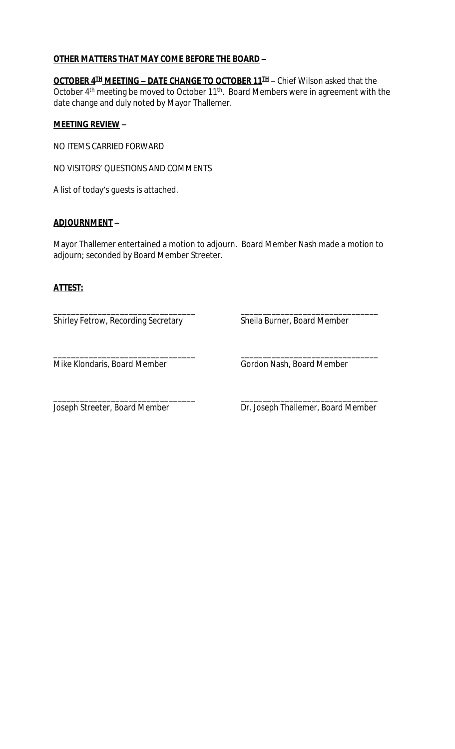**OTHER MATTERS THAT MAY COME BEFORE THE BOARD –**

**OCTOBER 4TH MEETING – DATE CHANGE TO OCTOBER 11TH** – Chief Wilson asked that the October 4th meeting be moved to October 11th. Board Members were in agreement with the date change and duly noted by Mayor Thallemer.

**MEETING REVIEW –**

NO ITEMS CARRIED FORWARD

NO VISITORS' QUESTIONS AND COMMENTS

A list of today's guests is attached.

**ADJOURNMENT –**

Mayor Thallemer entertained a motion to adjourn. Board Member Nash made a motion to adjourn; seconded by Board Member Streeter.

**ATTEST:**

_______________________________
Shirley Fetrow, Recording Secretary

_______________________________
Sheila Burner, Board Member

_______________________________
Mike Klondaris, Board Member

_______________________________
Gordon Nash, Board Member

_______________________________
Joseph Streeter, Board Member

_______________________________
Dr. Joseph Thallemer, Board Member